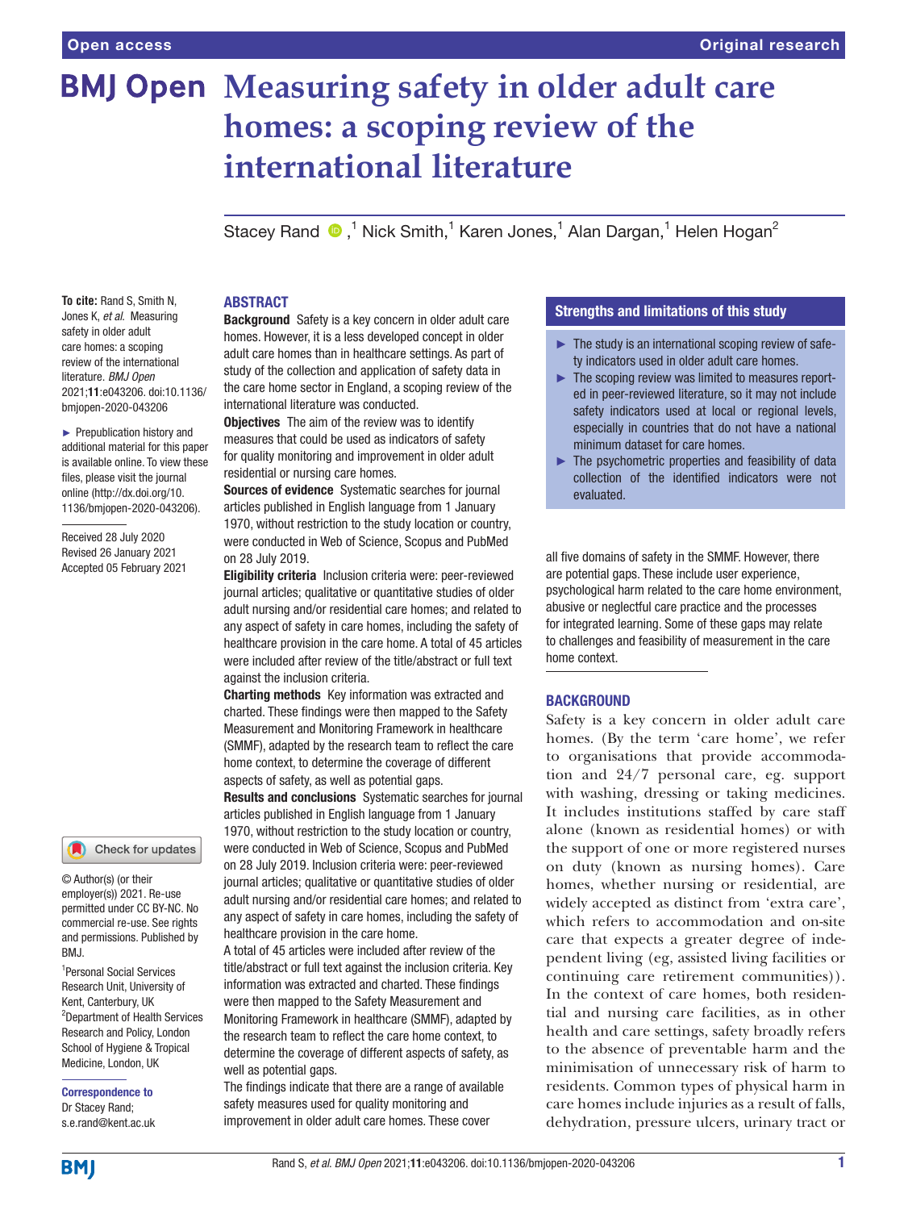Open access

Original research

# Measuring safety in older adult care homes: a scoping review of the international literature

Stacey Rand ,[1] Nick Smith,[1] Karen Jones,[1] Alan Dargan,[1] Helen Hogan[2]

**To cite:** Rand S, Smith N, Jones K, *et al*. Measuring safety in older adult care homes: a scoping review of the international literature. *BMJ Open* 2021;**11**:e043206. doi:10.1136/bmjopen-2020-043206

► Prepublication history and additional material for this paper is available online. To view these files, please visit the journal online (http://dx.doi.org/10.1136/bmjopen-2020-043206).

Received 28 July 2020
Revised 26 January 2021
Accepted 05 February 2021

© Author(s) (or their employer(s)) 2021. Re-use permitted under CC BY-NC. No commercial re-use. See rights and permissions. Published by BMJ.

[1]Personal Social Services Research Unit, University of Kent, Canterbury, UK
[2]Department of Health Services Research and Policy, London School of Hygiene & Tropical Medicine, London, UK

**Correspondence to**
Dr Stacey Rand;
s.e.rand@kent.ac.uk

## ABSTRACT

**Background** Safety is a key concern in older adult care homes. However, it is a less developed concept in older adult care homes than in healthcare settings. As part of study of the collection and application of safety data in the care home sector in England, a scoping review of the international literature was conducted.

**Objectives** The aim of the review was to identify measures that could be used as indicators of safety for quality monitoring and improvement in older adult residential or nursing care homes.

**Sources of evidence** Systematic searches for journal articles published in English language from 1 January 1970, without restriction to the study location or country, were conducted in Web of Science, Scopus and PubMed on 28 July 2019.

**Eligibility criteria** Inclusion criteria were: peer-reviewed journal articles; qualitative or quantitative studies of older adult nursing and/or residential care homes; and related to any aspect of safety in care homes, including the safety of healthcare provision in the care home. A total of 45 articles were included after review of the title/abstract or full text against the inclusion criteria.

**Charting methods** Key information was extracted and charted. These findings were then mapped to the Safety Measurement and Monitoring Framework in healthcare (SMMF), adapted by the research team to reflect the care home context, to determine the coverage of different aspects of safety, as well as potential gaps.

**Results and conclusions** Systematic searches for journal articles published in English language from 1 January 1970, without restriction to the study location or country, were conducted in Web of Science, Scopus and PubMed on 28 July 2019. Inclusion criteria were: peer-reviewed journal articles; qualitative or quantitative studies of older adult nursing and/or residential care homes; and related to any aspect of safety in care homes, including the safety of healthcare provision in the care home.

A total of 45 articles were included after review of the title/abstract or full text against the inclusion criteria. Key information was extracted and charted. These findings were then mapped to the Safety Measurement and Monitoring Framework in healthcare (SMMF), adapted by the research team to reflect the care home context, to determine the coverage of different aspects of safety, as well as potential gaps.

The findings indicate that there are a range of available safety measures used for quality monitoring and improvement in older adult care homes. These cover all five domains of safety in the SMMF. However, there are potential gaps. These include user experience, psychological harm related to the care home environment, abusive or neglectful care practice and the processes for integrated learning. Some of these gaps may relate to challenges and feasibility of measurement in the care home context.

## Strengths and limitations of this study

- ► The study is an international scoping review of safety indicators used in older adult care homes.
- ► The scoping review was limited to measures reported in peer-reviewed literature, so it may not include safety indicators used at local or regional levels, especially in countries that do not have a national minimum dataset for care homes.
- ► The psychometric properties and feasibility of data collection of the identified indicators were not evaluated.

## BACKGROUND

Safety is a key concern in older adult care homes. (By the term 'care home', we refer to organisations that provide accommodation and 24/7 personal care, eg. support with washing, dressing or taking medicines. It includes institutions staffed by care staff alone (known as residential homes) or with the support of one or more registered nurses on duty (known as nursing homes). Care homes, whether nursing or residential, are widely accepted as distinct from 'extra care', which refers to accommodation and on-site care that expects a greater degree of independent living (eg, assisted living facilities or continuing care retirement communities)). In the context of care homes, both residential and nursing care facilities, as in other health and care settings, safety broadly refers to the absence of preventable harm and the minimisation of unnecessary risk of harm to residents. Common types of physical harm in care homes include injuries as a result of falls, dehydration, pressure ulcers, urinary tract or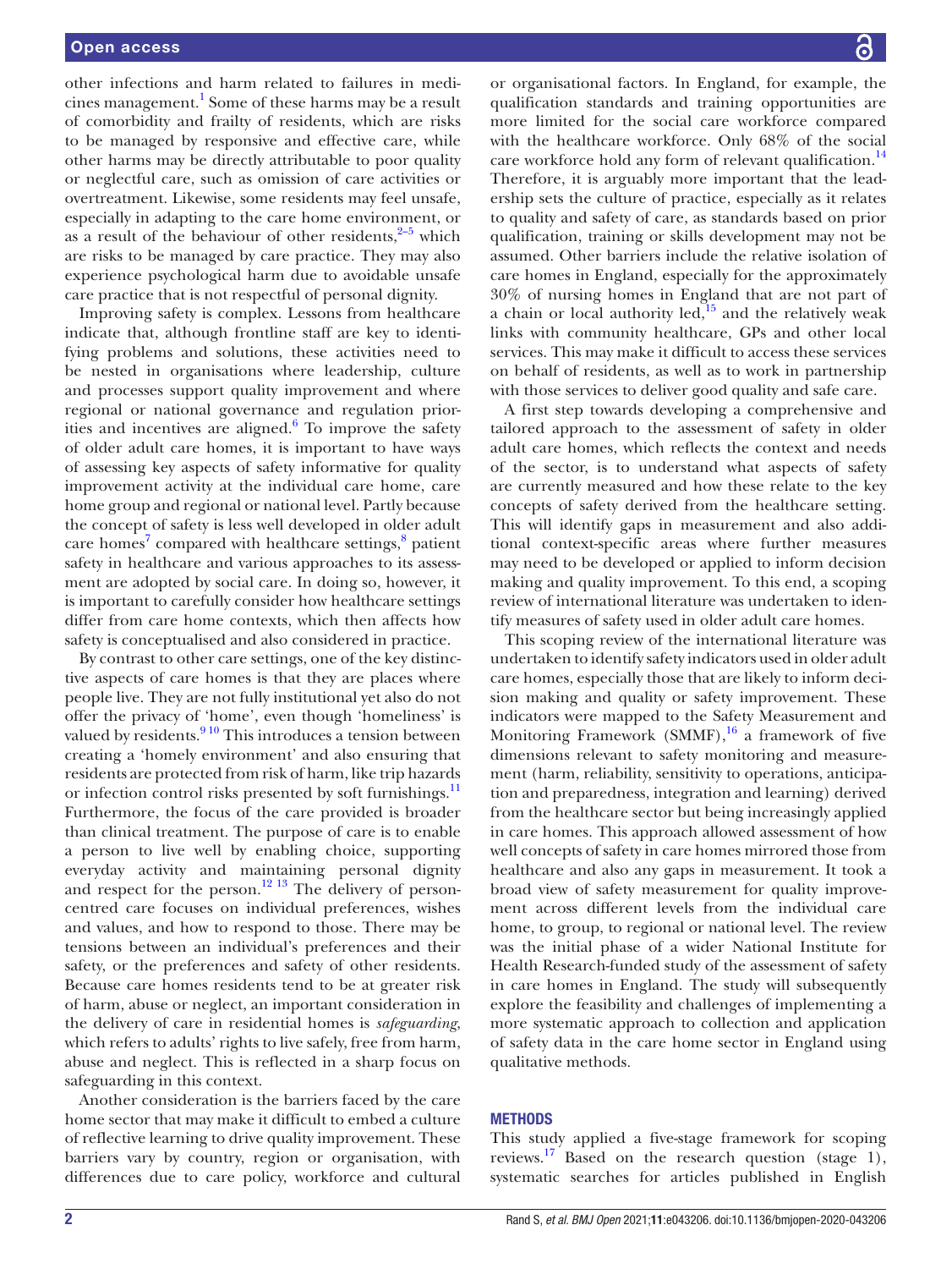other infections and harm related to failures in medicines management.[1] Some of these harms may be a result of comorbidity and frailty of residents, which are risks to be managed by responsive and effective care, while other harms may be directly attributable to poor quality or neglectful care, such as omission of care activities or overtreatment. Likewise, some residents may feel unsafe, especially in adapting to the care home environment, or as a result of the behaviour of other residents,[2–5] which are risks to be managed by care practice. They may also experience psychological harm due to avoidable unsafe care practice that is not respectful of personal dignity.

Improving safety is complex. Lessons from healthcare indicate that, although frontline staff are key to identifying problems and solutions, these activities need to be nested in organisations where leadership, culture and processes support quality improvement and where regional or national governance and regulation priorities and incentives are aligned.[6] To improve the safety of older adult care homes, it is important to have ways of assessing key aspects of safety informative for quality improvement activity at the individual care home, care home group and regional or national level. Partly because the concept of safety is less well developed in older adult care homes[7] compared with healthcare settings,[8] patient safety in healthcare and various approaches to its assessment are adopted by social care. In doing so, however, it is important to carefully consider how healthcare settings differ from care home contexts, which then affects how safety is conceptualised and also considered in practice.

By contrast to other care settings, one of the key distinctive aspects of care homes is that they are places where people live. They are not fully institutional yet also do not offer the privacy of 'home', even though 'homeliness' is valued by residents.[9 10] This introduces a tension between creating a 'homely environment' and also ensuring that residents are protected from risk of harm, like trip hazards or infection control risks presented by soft furnishings.[11] Furthermore, the focus of the care provided is broader than clinical treatment. The purpose of care is to enable a person to live well by enabling choice, supporting everyday activity and maintaining personal dignity and respect for the person.[12 13] The delivery of person-centred care focuses on individual preferences, wishes and values, and how to respond to those. There may be tensions between an individual's preferences and their safety, or the preferences and safety of other residents. Because care homes residents tend to be at greater risk of harm, abuse or neglect, an important consideration in the delivery of care in residential homes is *safeguarding*, which refers to adults' rights to live safely, free from harm, abuse and neglect. This is reflected in a sharp focus on safeguarding in this context.

Another consideration is the barriers faced by the care home sector that may make it difficult to embed a culture of reflective learning to drive quality improvement. These barriers vary by country, region or organisation, with differences due to care policy, workforce and cultural or organisational factors. In England, for example, the qualification standards and training opportunities are more limited for the social care workforce compared with the healthcare workforce. Only 68% of the social care workforce hold any form of relevant qualification.[14] Therefore, it is arguably more important that the leadership sets the culture of practice, especially as it relates to quality and safety of care, as standards based on prior qualification, training or skills development may not be assumed. Other barriers include the relative isolation of care homes in England, especially for the approximately 30% of nursing homes in England that are not part of a chain or local authority led,[15] and the relatively weak links with community healthcare, GPs and other local services. This may make it difficult to access these services on behalf of residents, as well as to work in partnership with those services to deliver good quality and safe care.

A first step towards developing a comprehensive and tailored approach to the assessment of safety in older adult care homes, which reflects the context and needs of the sector, is to understand what aspects of safety are currently measured and how these relate to the key concepts of safety derived from the healthcare setting. This will identify gaps in measurement and also additional context-specific areas where further measures may need to be developed or applied to inform decision making and quality improvement. To this end, a scoping review of international literature was undertaken to identify measures of safety used in older adult care homes.

This scoping review of the international literature was undertaken to identify safety indicators used in older adult care homes, especially those that are likely to inform decision making and quality or safety improvement. These indicators were mapped to the Safety Measurement and Monitoring Framework (SMMF),[16] a framework of five dimensions relevant to safety monitoring and measurement (harm, reliability, sensitivity to operations, anticipation and preparedness, integration and learning) derived from the healthcare sector but being increasingly applied in care homes. This approach allowed assessment of how well concepts of safety in care homes mirrored those from healthcare and also any gaps in measurement. It took a broad view of safety measurement for quality improvement across different levels from the individual care home, to group, to regional or national level. The review was the initial phase of a wider National Institute for Health Research-funded study of the assessment of safety in care homes in England. The study will subsequently explore the feasibility and challenges of implementing a more systematic approach to collection and application of safety data in the care home sector in England using qualitative methods.

## METHODS

This study applied a five-stage framework for scoping reviews.[17] Based on the research question (stage 1), systematic searches for articles published in English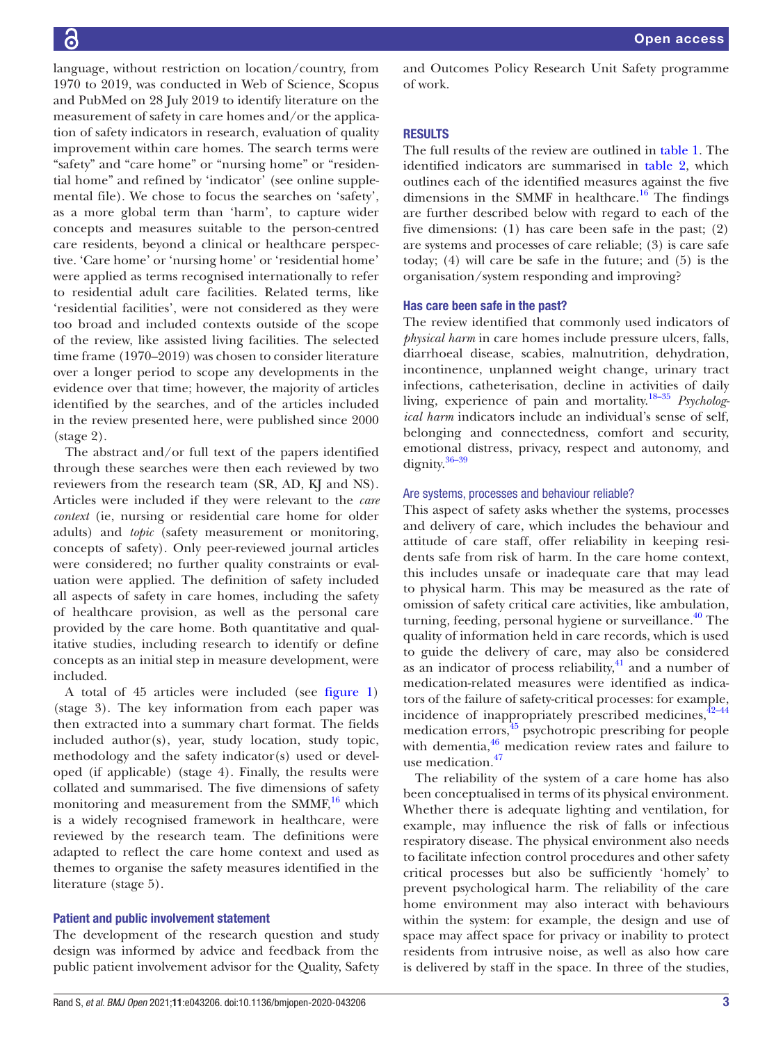language, without restriction on location/country, from 1970 to 2019, was conducted in Web of Science, Scopus and PubMed on 28 July 2019 to identify literature on the measurement of safety in care homes and/or the application of safety indicators in research, evaluation of quality improvement within care homes. The search terms were "safety" and "care home" or "nursing home" or "residential home" and refined by 'indicator' (see online supplemental file). We chose to focus the searches on 'safety', as a more global term than 'harm', to capture wider concepts and measures suitable to the person-centred care residents, beyond a clinical or healthcare perspective. 'Care home' or 'nursing home' or 'residential home' were applied as terms recognised internationally to refer to residential adult care facilities. Related terms, like 'residential facilities', were not considered as they were too broad and included contexts outside of the scope of the review, like assisted living facilities. The selected time frame (1970–2019) was chosen to consider literature over a longer period to scope any developments in the evidence over that time; however, the majority of articles identified by the searches, and of the articles included in the review presented here, were published since 2000 (stage 2).

The abstract and/or full text of the papers identified through these searches were then each reviewed by two reviewers from the research team (SR, AD, KJ and NS). Articles were included if they were relevant to the *care context* (ie, nursing or residential care home for older adults) and *topic* (safety measurement or monitoring, concepts of safety). Only peer-reviewed journal articles were considered; no further quality constraints or evaluation were applied. The definition of safety included all aspects of safety in care homes, including the safety of healthcare provision, as well as the personal care provided by the care home. Both quantitative and qualitative studies, including research to identify or define concepts as an initial step in measure development, were included.

A total of 45 articles were included (see figure 1) (stage 3). The key information from each paper was then extracted into a summary chart format. The fields included author(s), year, study location, study topic, methodology and the safety indicator(s) used or developed (if applicable) (stage 4). Finally, the results were collated and summarised. The five dimensions of safety monitoring and measurement from the SMMF,[16] which is a widely recognised framework in healthcare, were reviewed by the research team. The definitions were adapted to reflect the care home context and used as themes to organise the safety measures identified in the literature (stage 5).

### Patient and public involvement statement

The development of the research question and study design was informed by advice and feedback from the public patient involvement advisor for the Quality, Safety and Outcomes Policy Research Unit Safety programme of work.

## RESULTS

The full results of the review are outlined in table 1. The identified indicators are summarised in table 2, which outlines each of the identified measures against the five dimensions in the SMMF in healthcare.[16] The findings are further described below with regard to each of the five dimensions: (1) has care been safe in the past; (2) are systems and processes of care reliable; (3) is care safe today; (4) will care be safe in the future; and (5) is the organisation/system responding and improving?

### Has care been safe in the past?

The review identified that commonly used indicators of *physical harm* in care homes include pressure ulcers, falls, diarrhoeal disease, scabies, malnutrition, dehydration, incontinence, unplanned weight change, urinary tract infections, catheterisation, decline in activities of daily living, experience of pain and mortality.[18–35] *Psychological harm* indicators include an individual's sense of self, belonging and connectedness, comfort and security, emotional distress, privacy, respect and autonomy, and dignity.[36–39]

### Are systems, processes and behaviour reliable?

This aspect of safety asks whether the systems, processes and delivery of care, which includes the behaviour and attitude of care staff, offer reliability in keeping residents safe from risk of harm. In the care home context, this includes unsafe or inadequate care that may lead to physical harm. This may be measured as the rate of omission of safety critical care activities, like ambulation, turning, feeding, personal hygiene or surveillance.[40] The quality of information held in care records, which is used to guide the delivery of care, may also be considered as an indicator of process reliability,[41] and a number of medication-related measures were identified as indicators of the failure of safety-critical processes: for example, incidence of inappropriately prescribed medicines,[42–44] medication errors,[45] psychotropic prescribing for people with dementia,[46] medication review rates and failure to use medication.[47]

The reliability of the system of a care home has also been conceptualised in terms of its physical environment. Whether there is adequate lighting and ventilation, for example, may influence the risk of falls or infectious respiratory disease. The physical environment also needs to facilitate infection control procedures and other safety critical processes but also be sufficiently 'homely' to prevent psychological harm. The reliability of the care home environment may also interact with behaviours within the system: for example, the design and use of space may affect space for privacy or inability to protect residents from intrusive noise, as well as also how care is delivered by staff in the space. In three of the studies,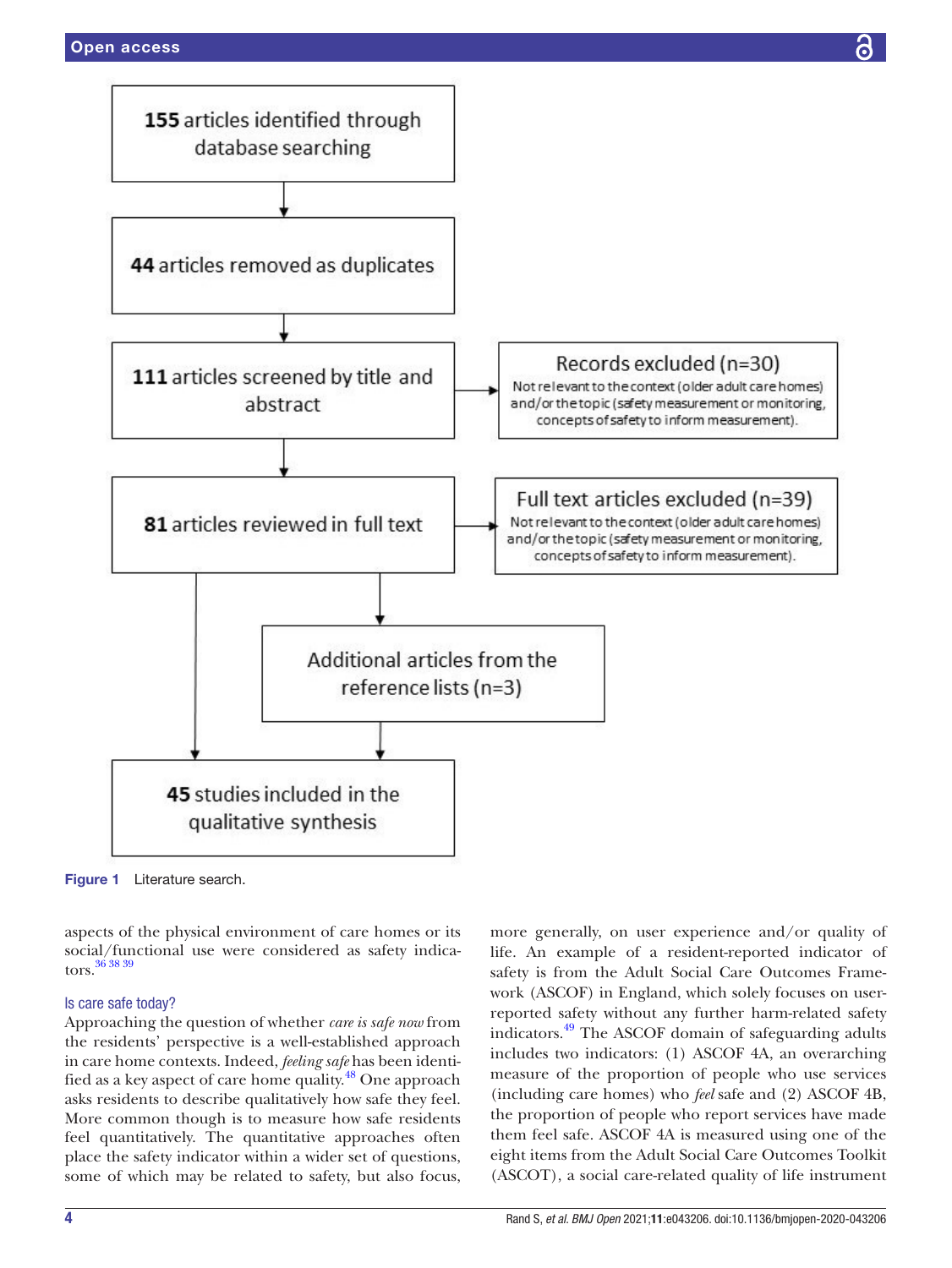155 articles identified through database searching

44 articles removed as duplicates

111 articles screened by title and abstract

Records excluded (n=30)
Not relevant to the context (older adult care homes) and/or the topic (safety measurement or monitoring, concepts of safety to inform measurement).

81 articles reviewed in full text

Full text articles excluded (n=39)
Not relevant to the context (older adult care homes) and/or the topic (safety measurement or monitoring, concepts of safety to inform measurement).

Additional articles from the reference lists (n=3)

45 studies included in the qualitative synthesis

**Figure 1** Literature search.

aspects of the physical environment of care homes or its social/functional use were considered as safety indicators.[36 38 39]

### Is care safe today?

Approaching the question of whether *care is safe now* from the residents' perspective is a well-established approach in care home contexts. Indeed, *feeling safe* has been identified as a key aspect of care home quality.[48] One approach asks residents to describe qualitatively how safe they feel. More common though is to measure how safe residents feel quantitatively. The quantitative approaches often place the safety indicator within a wider set of questions, some of which may be related to safety, but also focus, more generally, on user experience and/or quality of life. An example of a resident-reported indicator of safety is from the Adult Social Care Outcomes Framework (ASCOF) in England, which solely focuses on user-reported safety without any further harm-related safety indicators.[49] The ASCOF domain of safeguarding adults includes two indicators: (1) ASCOF 4A, an overarching measure of the proportion of people who use services (including care homes) who *feel* safe and (2) ASCOF 4B, the proportion of people who report services have made them feel safe. ASCOF 4A is measured using one of the eight items from the Adult Social Care Outcomes Toolkit (ASCOT), a social care-related quality of life instrument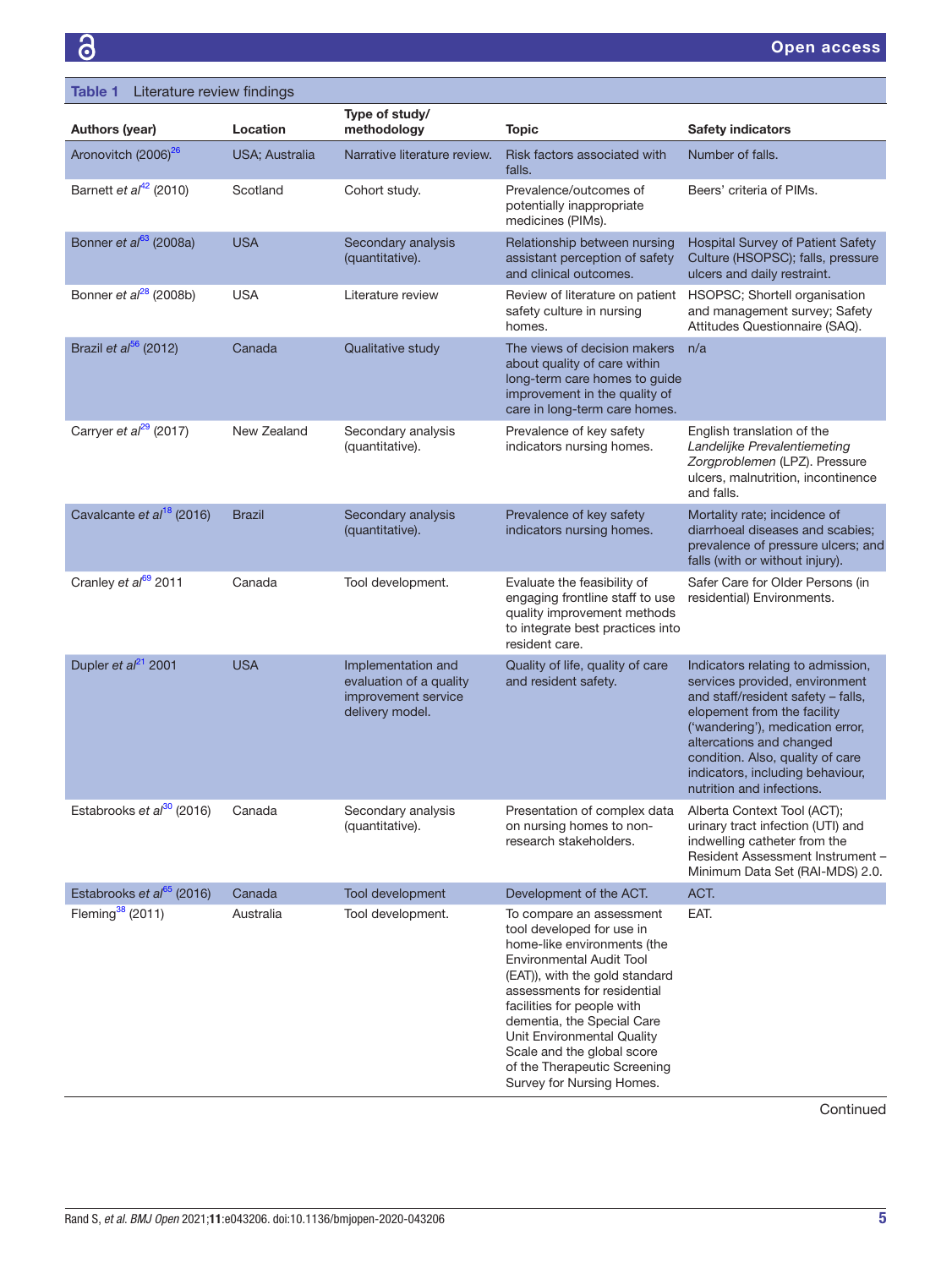**Table 1** Literature review findings

| Authors (year) | Location | Type of study/ methodology | Topic | Safety indicators |
|---|---|---|---|---|
| Aronovitch (2006)[26] | USA; Australia | Narrative literature review. | Risk factors associated with falls. | Number of falls. |
| Barnett *et al*[42] (2010) | Scotland | Cohort study. | Prevalence/outcomes of potentially inappropriate medicines (PIMs). | Beers' criteria of PIMs. |
| Bonner *et al*[63] (2008a) | USA | Secondary analysis (quantitative). | Relationship between nursing assistant perception of safety and clinical outcomes. | Hospital Survey of Patient Safety Culture (HSOPSC); falls, pressure ulcers and daily restraint. |
| Bonner *et al*[28] (2008b) | USA | Literature review | Review of literature on patient safety culture in nursing homes. | HSOPSC; Shortell organisation and management survey; Safety Attitudes Questionnaire (SAQ). |
| Brazil *et al*[56] (2012) | Canada | Qualitative study | The views of decision makers about quality of care within long-term care homes to guide improvement in the quality of care in long-term care homes. | n/a |
| Carryer *et al*[29] (2017) | New Zealand | Secondary analysis (quantitative). | Prevalence of key safety indicators nursing homes. | English translation of the *Landelijke Prevalentiemeting Zorgproblemen* (LPZ). Pressure ulcers, malnutrition, incontinence and falls. |
| Cavalcante *et al*[18] (2016) | Brazil | Secondary analysis (quantitative). | Prevalence of key safety indicators nursing homes. | Mortality rate; incidence of diarrhoeal diseases and scabies; prevalence of pressure ulcers; and falls (with or without injury). |
| Cranley *et al*[69] 2011 | Canada | Tool development. | Evaluate the feasibility of engaging frontline staff to use quality improvement methods to integrate best practices into resident care. | Safer Care for Older Persons (in residential) Environments. |
| Dupler *et al*[21] 2001 | USA | Implementation and evaluation of a quality improvement service delivery model. | Quality of life, quality of care and resident safety. | Indicators relating to admission, services provided, environment and staff/resident safety – falls, elopement from the facility ('wandering'), medication error, altercations and changed condition. Also, quality of care indicators, including behaviour, nutrition and infections. |
| Estabrooks *et al*[30] (2016) | Canada | Secondary analysis (quantitative). | Presentation of complex data on nursing homes to non-research stakeholders. | Alberta Context Tool (ACT); urinary tract infection (UTI) and indwelling catheter from the Resident Assessment Instrument – Minimum Data Set (RAI-MDS) 2.0. |
| Estabrooks *et al*[65] (2016) | Canada | Tool development | Development of the ACT. | ACT. |
| Fleming[38] (2011) | Australia | Tool development. | To compare an assessment tool developed for use in home-like environments (the Environmental Audit Tool (EAT)), with the gold standard assessments for residential facilities for people with dementia, the Special Care Unit Environmental Quality Scale and the global score of the Therapeutic Screening Survey for Nursing Homes. | EAT. |

Continued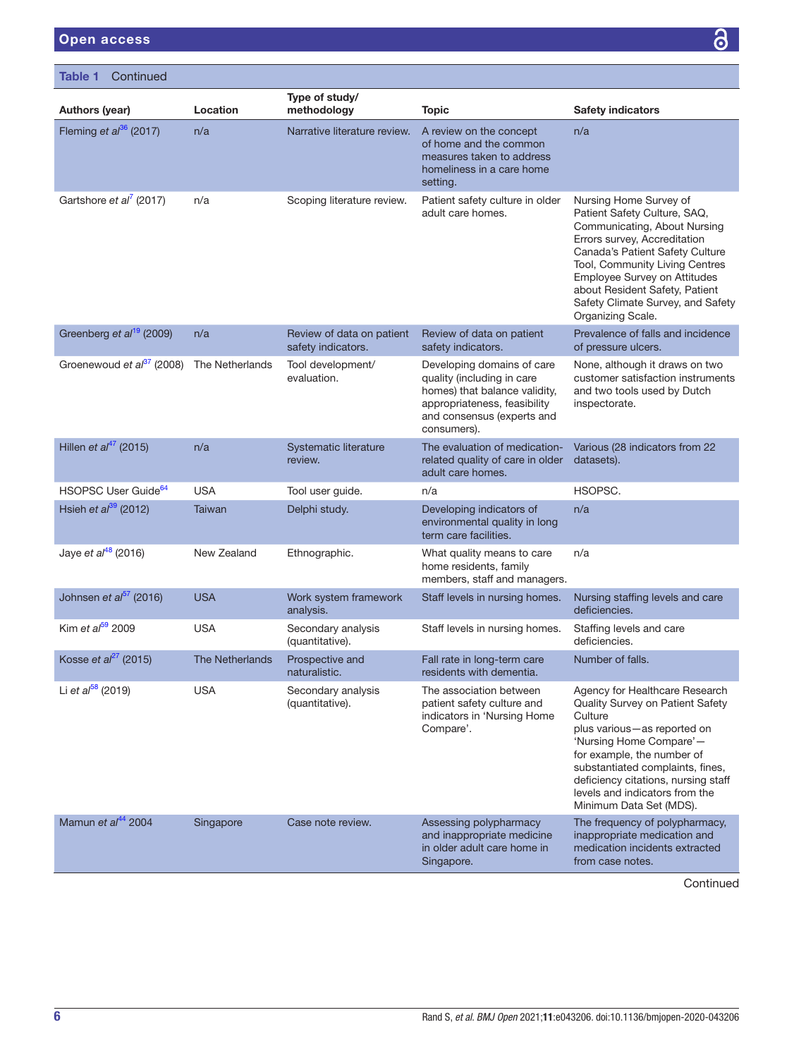**Table 1** Continued

| Authors (year) | Location | Type of study/ methodology | Topic | Safety indicators |
|---|---|---|---|---|
| Fleming *et al*[36] (2017) | n/a | Narrative literature review. | A review on the concept of home and the common measures taken to address homeliness in a care home setting. | n/a |
| Gartshore *et al*[7] (2017) | n/a | Scoping literature review. | Patient safety culture in older adult care homes. | Nursing Home Survey of Patient Safety Culture, SAQ, Communicating, About Nursing Errors survey, Accreditation Canada's Patient Safety Culture Tool, Community Living Centres Employee Survey on Attitudes about Resident Safety, Patient Safety Climate Survey, and Safety Organizing Scale. |
| Greenberg *et al*[19] (2009) | n/a | Review of data on patient safety indicators. | Review of data on patient safety indicators. | Prevalence of falls and incidence of pressure ulcers. |
| Groenewoud *et al*[37] (2008) | The Netherlands | Tool development/ evaluation. | Developing domains of care quality (including in care homes) that balance validity, appropriateness, feasibility and consensus (experts and consumers). | None, although it draws on two customer satisfaction instruments and two tools used by Dutch inspectorate. |
| Hillen *et al*[47] (2015) | n/a | Systematic literature review. | The evaluation of medication-related quality of care in older adult care homes. | Various (28 indicators from 22 datasets). |
| HSOPSC User Guide[64] | USA | Tool user guide. | n/a | HSOPSC. |
| Hsieh *et al*[39] (2012) | Taiwan | Delphi study. | Developing indicators of environmental quality in long term care facilities. | n/a |
| Jaye *et al*[48] (2016) | New Zealand | Ethnographic. | What quality means to care home residents, family members, staff and managers. | n/a |
| Johnsen *et al*[57] (2016) | USA | Work system framework analysis. | Staff levels in nursing homes. | Nursing staffing levels and care deficiencies. |
| Kim *et al*[59] 2009 | USA | Secondary analysis (quantitative). | Staff levels in nursing homes. | Staffing levels and care deficiencies. |
| Kosse *et al*[27] (2015) | The Netherlands | Prospective and naturalistic. | Fall rate in long-term care residents with dementia. | Number of falls. |
| Li *et al*[58] (2019) | USA | Secondary analysis (quantitative). | The association between patient safety culture and indicators in 'Nursing Home Compare'. | Agency for Healthcare Research Quality Survey on Patient Safety Culture plus various—as reported on 'Nursing Home Compare'—for example, the number of substantiated complaints, fines, deficiency citations, nursing staff levels and indicators from the Minimum Data Set (MDS). |
| Mamun *et al*[44] 2004 | Singapore | Case note review. | Assessing polypharmacy and inappropriate medicine in older adult care home in Singapore. | The frequency of polypharmacy, inappropriate medication and medication incidents extracted from case notes. |

Continued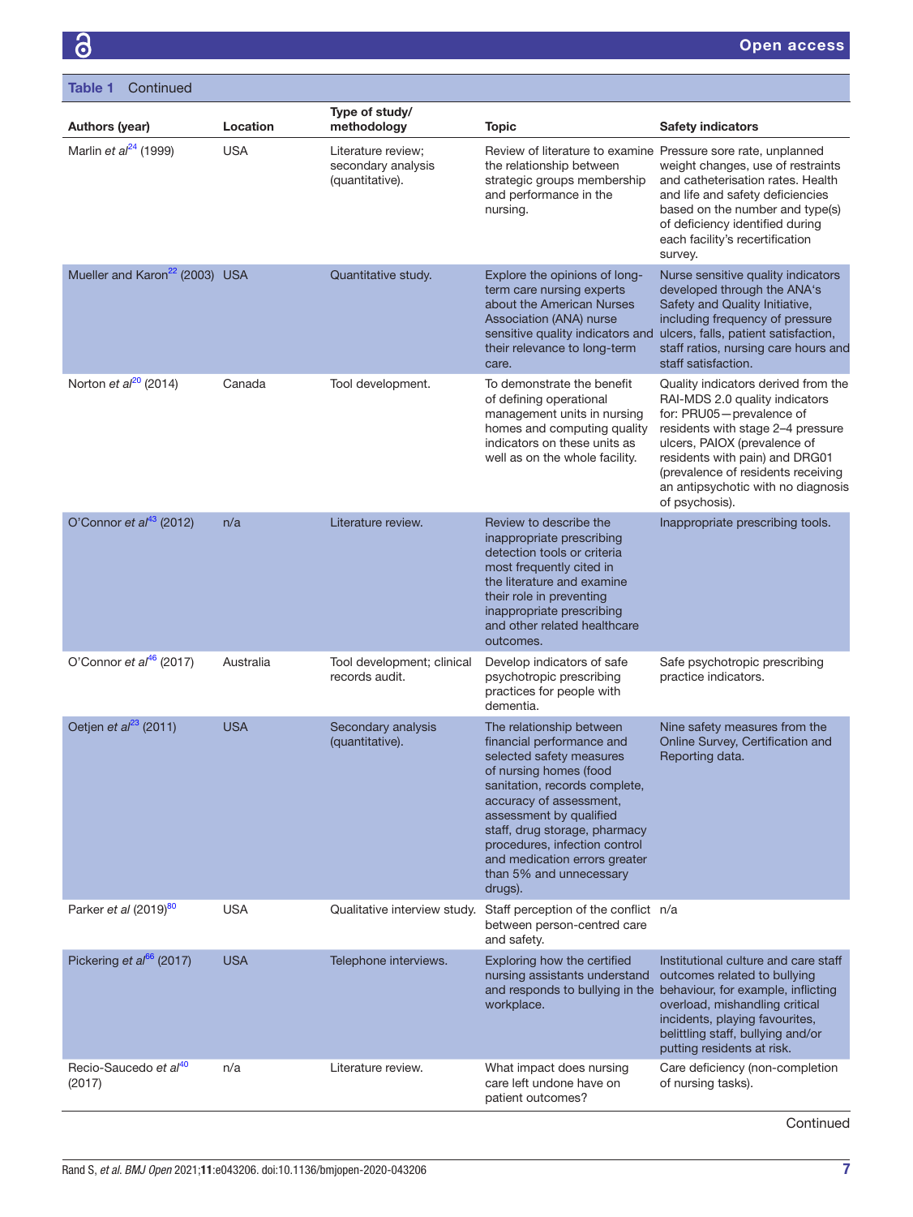**Table 1** Continued

| Authors (year) | Location | Type of study/ methodology | Topic | Safety indicators |
|---|---|---|---|---|
| Marlin *et al*[24] (1999) | USA | Literature review; secondary analysis (quantitative). | Review of literature to examine the relationship between strategic groups membership and performance in the nursing. | Pressure sore rate, unplanned weight changes, use of restraints and catheterisation rates. Health and life and safety deficiencies based on the number and type(s) of deficiency identified during each facility's recertification survey. |
| Mueller and Karon[22] (2003) | USA | Quantitative study. | Explore the opinions of long-term care nursing experts about the American Nurses Association (ANA) nurse sensitive quality indicators and their relevance to long-term care. | Nurse sensitive quality indicators developed through the ANA's Safety and Quality Initiative, including frequency of pressure ulcers, falls, patient satisfaction, staff ratios, nursing care hours and staff satisfaction. |
| Norton *et al*[20] (2014) | Canada | Tool development. | To demonstrate the benefit of defining operational management units in nursing homes and computing quality indicators on these units as well as on the whole facility. | Quality indicators derived from the RAI-MDS 2.0 quality indicators for: PRU05—prevalence of residents with stage 2–4 pressure ulcers, PAIOX (prevalence of residents with pain) and DRG01 (prevalence of residents receiving an antipsychotic with no diagnosis of psychosis). |
| O'Connor *et al*[43] (2012) | n/a | Literature review. | Review to describe the inappropriate prescribing detection tools or criteria most frequently cited in the literature and examine their role in preventing inappropriate prescribing and other related healthcare outcomes. | Inappropriate prescribing tools. |
| O'Connor *et al*[46] (2017) | Australia | Tool development; clinical records audit. | Develop indicators of safe psychotropic prescribing practices for people with dementia. | Safe psychotropic prescribing practice indicators. |
| Oetjen *et al*[23] (2011) | USA | Secondary analysis (quantitative). | The relationship between financial performance and selected safety measures of nursing homes (food sanitation, records complete, accuracy of assessment, assessment by qualified staff, drug storage, pharmacy procedures, infection control and medication errors greater than 5% and unnecessary drugs). | Nine safety measures from the Online Survey, Certification and Reporting data. |
| Parker *et al* (2019)[80] | USA | Qualitative interview study. | Staff perception of the conflict between person-centred care and safety. | n/a |
| Pickering *et al*[66] (2017) | USA | Telephone interviews. | Exploring how the certified nursing assistants understand and responds to bullying in the workplace. | Institutional culture and care staff outcomes related to bullying behaviour, for example, inflicting overload, mishandling critical incidents, playing favourites, belittling staff, bullying and/or putting residents at risk. |
| Recio-Saucedo *et al*[40] (2017) | n/a | Literature review. | What impact does nursing care left undone have on patient outcomes? | Care deficiency (non-completion of nursing tasks). |

Continued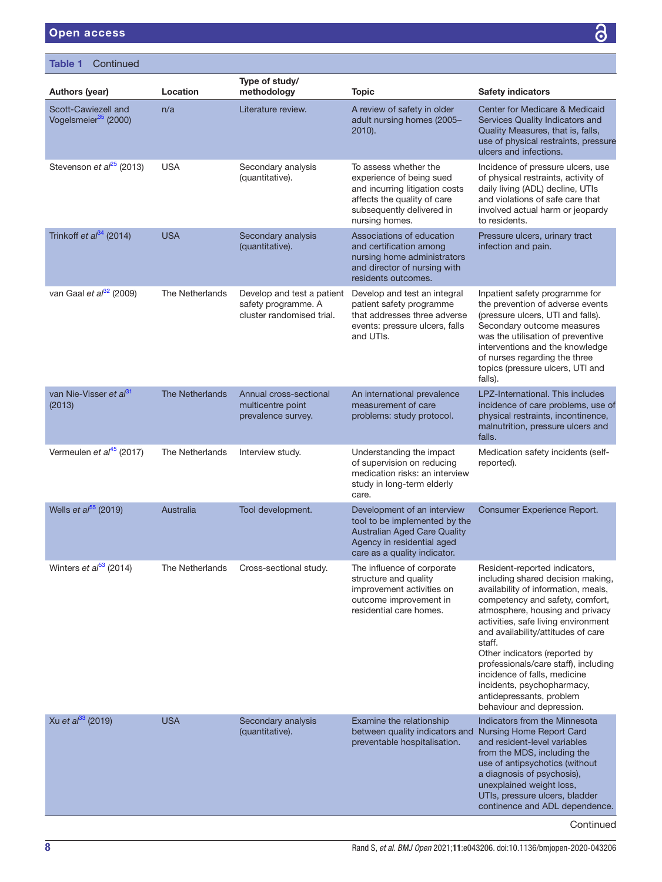**Table 1** Continued

| Authors (year) | Location | Type of study/ methodology | Topic | Safety indicators |
|---|---|---|---|---|
| Scott-Cawiezell and Vogelsmeier[35] (2000) | n/a | Literature review. | A review of safety in older adult nursing homes (2005–2010). | Center for Medicare & Medicaid Services Quality Indicators and Quality Measures, that is, falls, use of physical restraints, pressure ulcers and infections. |
| Stevenson *et al*[25] (2013) | USA | Secondary analysis (quantitative). | To assess whether the experience of being sued and incurring litigation costs affects the quality of care subsequently delivered in nursing homes. | Incidence of pressure ulcers, use of physical restraints, activity of daily living (ADL) decline, UTIs and violations of safe care that involved actual harm or jeopardy to residents. |
| Trinkoff *et al*[34] (2014) | USA | Secondary analysis (quantitative). | Associations of education and certification among nursing home administrators and director of nursing with residents outcomes. | Pressure ulcers, urinary tract infection and pain. |
| van Gaal *et al*[32] (2009) | The Netherlands | Develop and test a patient safety programme. A cluster randomised trial. | Develop and test an integral patient safety programme that addresses three adverse events: pressure ulcers, falls and UTIs. | Inpatient safety programme for the prevention of adverse events (pressure ulcers, UTI and falls). Secondary outcome measures was the utilisation of preventive interventions and the knowledge of nurses regarding the three topics (pressure ulcers, UTI and falls). |
| van Nie-Visser *et al*[31] (2013) | The Netherlands | Annual cross-sectional multicentre point prevalence survey. | An international prevalence measurement of care problems: study protocol. | LPZ-International. This includes incidence of care problems, use of physical restraints, incontinence, malnutrition, pressure ulcers and falls. |
| Vermeulen *et al*[45] (2017) | The Netherlands | Interview study. | Understanding the impact of supervision on reducing medication risks: an interview study in long-term elderly care. | Medication safety incidents (self-reported). |
| Wells *et al*[55] (2019) | Australia | Tool development. | Development of an interview tool to be implemented by the Australian Aged Care Quality Agency in residential aged care as a quality indicator. | Consumer Experience Report. |
| Winters *et al*[53] (2014) | The Netherlands | Cross-sectional study. | The influence of corporate structure and quality improvement activities on outcome improvement in residential care homes. | Resident-reported indicators, including shared decision making, availability of information, meals, competency and safety, comfort, atmosphere, housing and privacy activities, safe living environment and availability/attitudes of care staff.<br>Other indicators (reported by professionals/care staff), including incidence of falls, medicine incidents, psychopharmacy, antidepressants, problem behaviour and depression. |
| Xu *et al*[33] (2019) | USA | Secondary analysis (quantitative). | Examine the relationship between quality indicators and preventable hospitalisation. | Indicators from the Minnesota Nursing Home Report Card and resident-level variables from the MDS, including the use of antipsychotics (without a diagnosis of psychosis), unexplained weight loss, UTIs, pressure ulcers, bladder continence and ADL dependence. |

Continued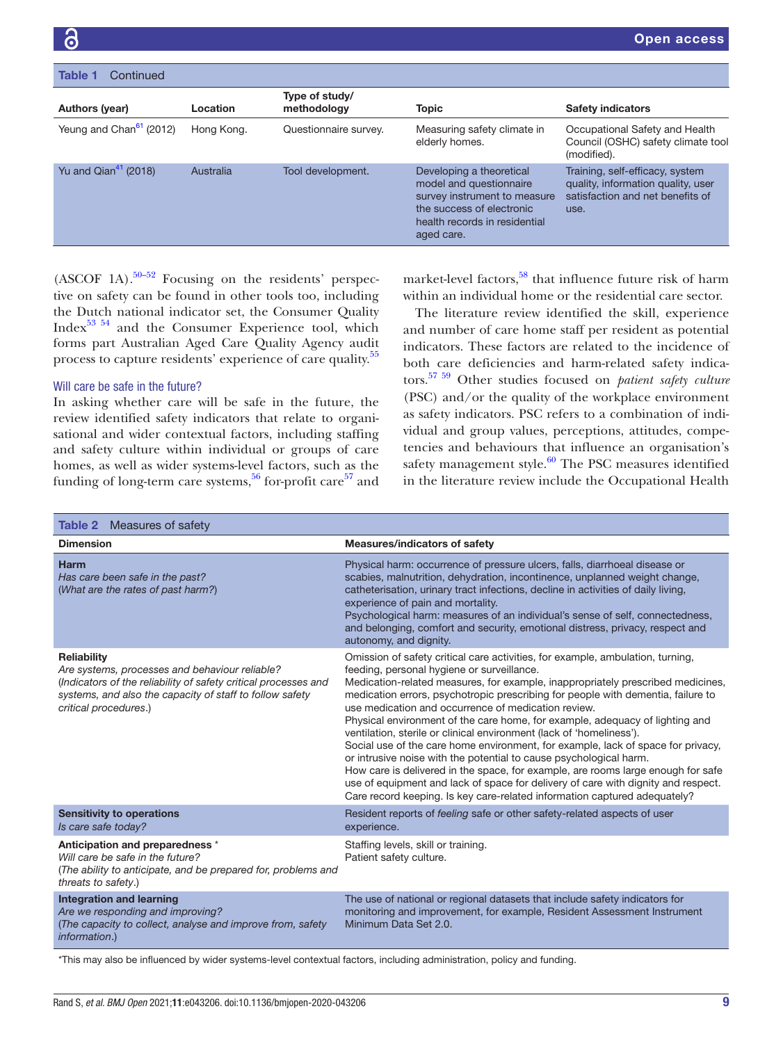Table 1 Continued

| Authors (year) | Location | Type of study/ methodology | Topic | Safety indicators |
|---|---|---|---|---|
| Yeung and Chan[61] (2012) | Hong Kong. | Questionnaire survey. | Measuring safety climate in elderly homes. | Occupational Safety and Health Council (OSHC) safety climate tool (modified). |
| Yu and Qian[41] (2018) | Australia | Tool development. | Developing a theoretical model and questionnaire survey instrument to measure the success of electronic health records in residential aged care. | Training, self-efficacy, system quality, information quality, user satisfaction and net benefits of use. |

(ASCOF 1A).[50–52] Focusing on the residents' perspective on safety can be found in other tools too, including the Dutch national indicator set, the Consumer Quality Index[53 54] and the Consumer Experience tool, which forms part Australian Aged Care Quality Agency audit process to capture residents' experience of care quality.[55]

### Will care be safe in the future?

In asking whether care will be safe in the future, the review identified safety indicators that relate to organisational and wider contextual factors, including staffing and safety culture within individual or groups of care homes, as well as wider systems-level factors, such as the funding of long-term care systems,[56] for-profit care[57] and market-level factors,[58] that influence future risk of harm within an individual home or the residential care sector.

The literature review identified the skill, experience and number of care home staff per resident as potential indicators. These factors are related to the incidence of both care deficiencies and harm-related safety indicators.[57 59] Other studies focused on *patient safety culture* (PSC) and/or the quality of the workplace environment as safety indicators. PSC refers to a combination of individual and group values, perceptions, attitudes, competencies and behaviours that influence an organisation's safety management style.[60] The PSC measures identified in the literature review include the Occupational Health

Table 2 Measures of safety

| Dimension | Measures/indicators of safety |
|---|---|
| **Harm**<br>*Has care been safe in the past?*<br>(*What are the rates of past harm?*) | Physical harm: occurrence of pressure ulcers, falls, diarrhoeal disease or scabies, malnutrition, dehydration, incontinence, unplanned weight change, catheterisation, urinary tract infections, decline in activities of daily living, experience of pain and mortality.<br>Psychological harm: measures of an individual's sense of self, connectedness, and belonging, comfort and security, emotional distress, privacy, respect and autonomy, and dignity. |
| **Reliability**<br>*Are systems, processes and behaviour reliable?*<br>(*Indicators of the reliability of safety critical processes and systems, and also the capacity of staff to follow safety critical procedures.*) | Omission of safety critical care activities, for example, ambulation, turning, feeding, personal hygiene or surveillance.<br>Medication-related measures, for example, inappropriately prescribed medicines, medication errors, psychotropic prescribing for people with dementia, failure to use medication and occurrence of medication review.<br>Physical environment of the care home, for example, adequacy of lighting and ventilation, sterile or clinical environment (lack of 'homeliness').<br>Social use of the care home environment, for example, lack of space for privacy, or intrusive noise with the potential to cause psychological harm.<br>How care is delivered in the space, for example, are rooms large enough for safe use of equipment and lack of space for delivery of care with dignity and respect.<br>Care record keeping. Is key care-related information captured adequately? |
| **Sensitivity to operations**<br>*Is care safe today?* | Resident reports of *feeling* safe or other safety-related aspects of user experience. |
| **Anticipation and preparedness** \*<br>*Will care be safe in the future?*<br>(*The ability to anticipate, and be prepared for, problems and threats to safety.*) | Staffing levels, skill or training.<br>Patient safety culture. |
| **Integration and learning**<br>*Are we responding and improving?*<br>(*The capacity to collect, analyse and improve from, safety information.*) | The use of national or regional datasets that include safety indicators for monitoring and improvement, for example, Resident Assessment Instrument Minimum Data Set 2.0. |

\*This may also be influenced by wider systems-level contextual factors, including administration, policy and funding.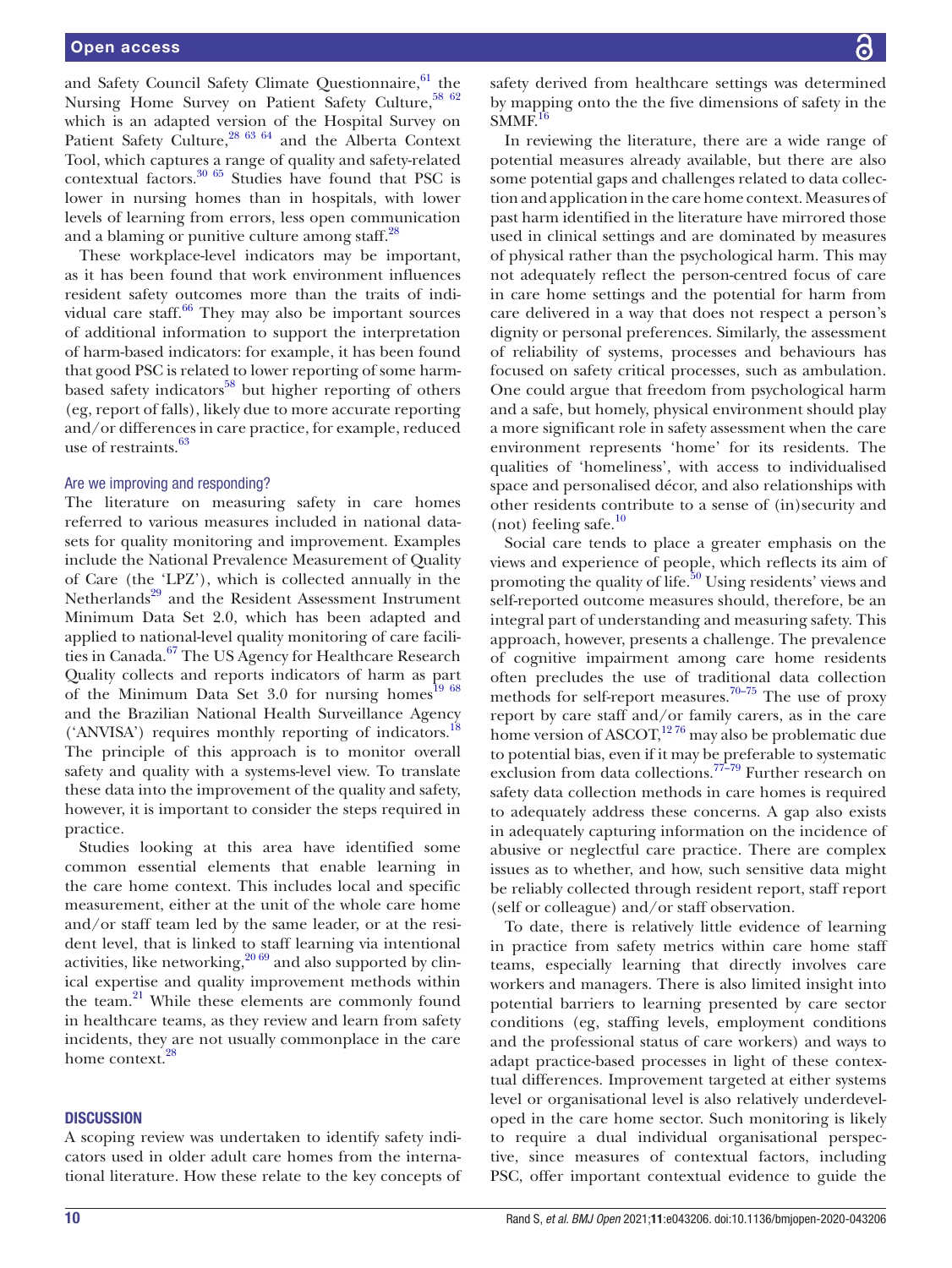and Safety Council Safety Climate Questionnaire,[61] the Nursing Home Survey on Patient Safety Culture,[58 62] which is an adapted version of the Hospital Survey on Patient Safety Culture,[28 63 64] and the Alberta Context Tool, which captures a range of quality and safety-related contextual factors.[30 65] Studies have found that PSC is lower in nursing homes than in hospitals, with lower levels of learning from errors, less open communication and a blaming or punitive culture among staff.[28]

These workplace-level indicators may be important, as it has been found that work environment influences resident safety outcomes more than the traits of individual care staff.[66] They may also be important sources of additional information to support the interpretation of harm-based indicators: for example, it has been found that good PSC is related to lower reporting of some harm-based safety indicators[58] but higher reporting of others (eg, report of falls), likely due to more accurate reporting and/or differences in care practice, for example, reduced use of restraints.[63]

### Are we improving and responding?

The literature on measuring safety in care homes referred to various measures included in national datasets for quality monitoring and improvement. Examples include the National Prevalence Measurement of Quality of Care (the 'LPZ'), which is collected annually in the Netherlands[29] and the Resident Assessment Instrument Minimum Data Set 2.0, which has been adapted and applied to national-level quality monitoring of care facilities in Canada.[67] The US Agency for Healthcare Research Quality collects and reports indicators of harm as part of the Minimum Data Set 3.0 for nursing homes[19 68] and the Brazilian National Health Surveillance Agency ('ANVISA') requires monthly reporting of indicators.[18] The principle of this approach is to monitor overall safety and quality with a systems-level view. To translate these data into the improvement of the quality and safety, however, it is important to consider the steps required in practice.

Studies looking at this area have identified some common essential elements that enable learning in the care home context. This includes local and specific measurement, either at the unit of the whole care home and/or staff team led by the same leader, or at the resident level, that is linked to staff learning via intentional activities, like networking,[20 69] and also supported by clinical expertise and quality improvement methods within the team.[21] While these elements are commonly found in healthcare teams, as they review and learn from safety incidents, they are not usually commonplace in the care home context.[28]

## DISCUSSION

A scoping review was undertaken to identify safety indicators used in older adult care homes from the international literature. How these relate to the key concepts of safety derived from healthcare settings was determined by mapping onto the the five dimensions of safety in the SMMF.[16]

In reviewing the literature, there are a wide range of potential measures already available, but there are also some potential gaps and challenges related to data collection and application in the care home context. Measures of past harm identified in the literature have mirrored those used in clinical settings and are dominated by measures of physical rather than the psychological harm. This may not adequately reflect the person-centred focus of care in care home settings and the potential for harm from care delivered in a way that does not respect a person's dignity or personal preferences. Similarly, the assessment of reliability of systems, processes and behaviours has focused on safety critical processes, such as ambulation. One could argue that freedom from psychological harm and a safe, but homely, physical environment should play a more significant role in safety assessment when the care environment represents 'home' for its residents. The qualities of 'homeliness', with access to individualised space and personalised décor, and also relationships with other residents contribute to a sense of (in)security and (not) feeling safe.[10]

Social care tends to place a greater emphasis on the views and experience of people, which reflects its aim of promoting the quality of life.[50] Using residents' views and self-reported outcome measures should, therefore, be an integral part of understanding and measuring safety. This approach, however, presents a challenge. The prevalence of cognitive impairment among care home residents often precludes the use of traditional data collection methods for self-report measures.[70–75] The use of proxy report by care staff and/or family carers, as in the care home version of ASCOT,[12 76] may also be problematic due to potential bias, even if it may be preferable to systematic exclusion from data collections.[77–79] Further research on safety data collection methods in care homes is required to adequately address these concerns. A gap also exists in adequately capturing information on the incidence of abusive or neglectful care practice. There are complex issues as to whether, and how, such sensitive data might be reliably collected through resident report, staff report (self or colleague) and/or staff observation.

To date, there is relatively little evidence of learning in practice from safety metrics within care home staff teams, especially learning that directly involves care workers and managers. There is also limited insight into potential barriers to learning presented by care sector conditions (eg, staffing levels, employment conditions and the professional status of care workers) and ways to adapt practice-based processes in light of these contextual differences. Improvement targeted at either systems level or organisational level is also relatively underdeveloped in the care home sector. Such monitoring is likely to require a dual individual organisational perspective, since measures of contextual factors, including PSC, offer important contextual evidence to guide the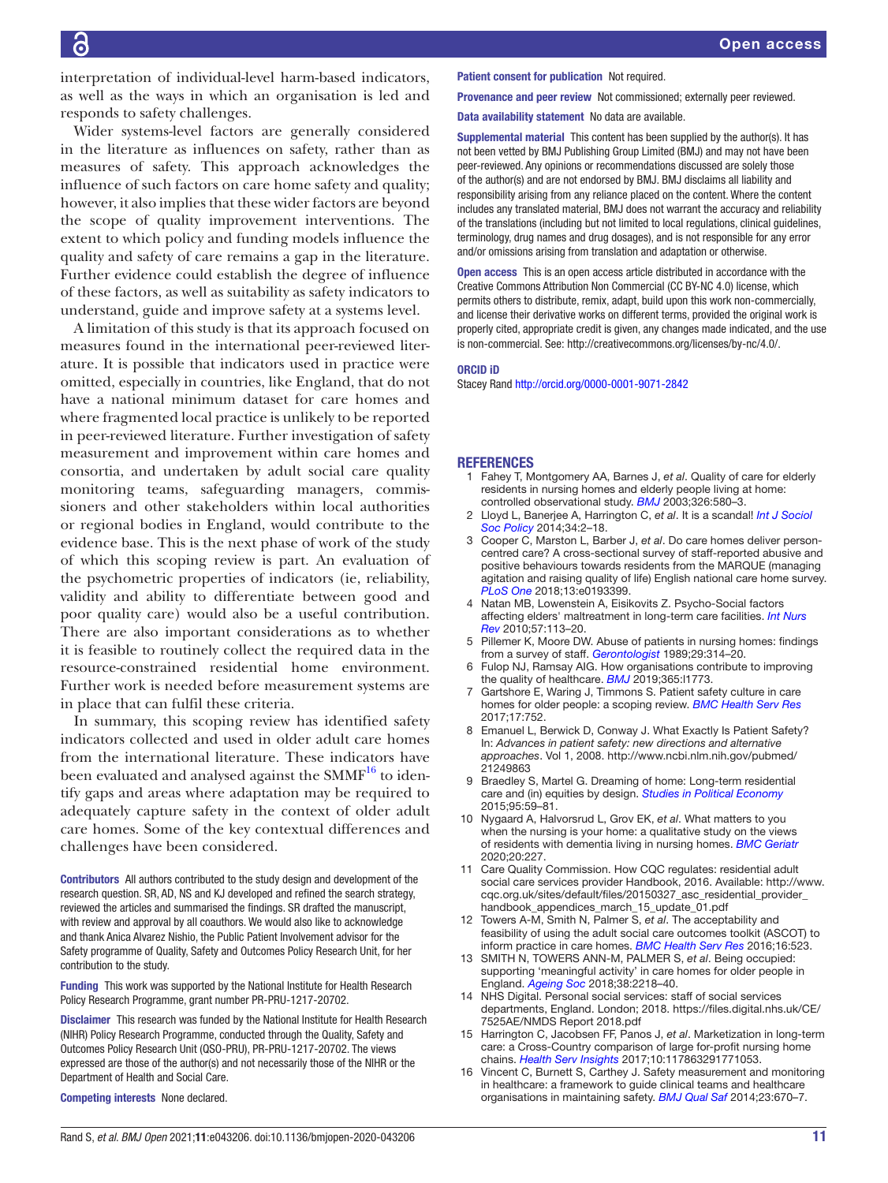interpretation of individual-level harm-based indicators, as well as the ways in which an organisation is led and responds to safety challenges.

Wider systems-level factors are generally considered in the literature as influences on safety, rather than as measures of safety. This approach acknowledges the influence of such factors on care home safety and quality; however, it also implies that these wider factors are beyond the scope of quality improvement interventions. The extent to which policy and funding models influence the quality and safety of care remains a gap in the literature. Further evidence could establish the degree of influence of these factors, as well as suitability as safety indicators to understand, guide and improve safety at a systems level.

A limitation of this study is that its approach focused on measures found in the international peer-reviewed literature. It is possible that indicators used in practice were omitted, especially in countries, like England, that do not have a national minimum dataset for care homes and where fragmented local practice is unlikely to be reported in peer-reviewed literature. Further investigation of safety measurement and improvement within care homes and consortia, and undertaken by adult social care quality monitoring teams, safeguarding managers, commissioners and other stakeholders within local authorities or regional bodies in England, would contribute to the evidence base. This is the next phase of work of the study of which this scoping review is part. An evaluation of the psychometric properties of indicators (ie, reliability, validity and ability to differentiate between good and poor quality care) would also be a useful contribution. There are also important considerations as to whether it is feasible to routinely collect the required data in the resource-constrained residential home environment. Further work is needed before measurement systems are in place that can fulfil these criteria.

In summary, this scoping review has identified safety indicators collected and used in older adult care homes from the international literature. These indicators have been evaluated and analysed against the SMMF[16] to identify gaps and areas where adaptation may be required to adequately capture safety in the context of older adult care homes. Some of the key contextual differences and challenges have been considered.

**Contributors** All authors contributed to the study design and development of the research question. SR, AD, NS and KJ developed and refined the search strategy, reviewed the articles and summarised the findings. SR drafted the manuscript, with review and approval by all coauthors. We would also like to acknowledge and thank Anica Alvarez Nishio, the Public Patient Involvement advisor for the Safety programme of Quality, Safety and Outcomes Policy Research Unit, for her contribution to the study.

**Funding** This work was supported by the National Institute for Health Research Policy Research Programme, grant number PR-PRU-1217-20702.

**Disclaimer** This research was funded by the National Institute for Health Research (NIHR) Policy Research Programme, conducted through the Quality, Safety and Outcomes Policy Research Unit (QSO-PRU), PR-PRU-1217-20702. The views expressed are those of the author(s) and not necessarily those of the NIHR or the Department of Health and Social Care.

**Competing interests** None declared.

**Patient consent for publication** Not required.

**Provenance and peer review** Not commissioned; externally peer reviewed.

**Data availability statement** No data are available.

**Supplemental material** This content has been supplied by the author(s). It has not been vetted by BMJ Publishing Group Limited (BMJ) and may not have been peer-reviewed. Any opinions or recommendations discussed are solely those of the author(s) and are not endorsed by BMJ. BMJ disclaims all liability and responsibility arising from any reliance placed on the content. Where the content includes any translated material, BMJ does not warrant the accuracy and reliability of the translations (including but not limited to local regulations, clinical guidelines, terminology, drug names and drug dosages), and is not responsible for any error and/or omissions arising from translation and adaptation or otherwise.

**Open access** This is an open access article distributed in accordance with the Creative Commons Attribution Non Commercial (CC BY-NC 4.0) license, which permits others to distribute, remix, adapt, build upon this work non-commercially, and license their derivative works on different terms, provided the original work is properly cited, appropriate credit is given, any changes made indicated, and the use is non-commercial. See: http://creativecommons.org/licenses/by-nc/4.0/.

**ORCID iD**

Stacey Rand http://orcid.org/0000-0001-9071-2842

## REFERENCES

1. Fahey T, Montgomery AA, Barnes J, *et al*. Quality of care for elderly residents in nursing homes and elderly people living at home: controlled observational study. *BMJ* 2003;326:580–3.
2. Lloyd L, Banerjee A, Harrington C, *et al*. It is a scandal! *Int J Sociol Soc Policy* 2014;34:2–18.
3. Cooper C, Marston L, Barber J, *et al*. Do care homes deliver person-centred care? A cross-sectional survey of staff-reported abusive and positive behaviours towards residents from the MARQUE (managing agitation and raising quality of life) English national care home survey. *PLoS One* 2018;13:e0193399.
4. Natan MB, Lowenstein A, Eisikovits Z. Psycho-Social factors affecting elders' maltreatment in long-term care facilities. *Int Nurs Rev* 2010;57:113–20.
5. Pillemer K, Moore DW. Abuse of patients in nursing homes: findings from a survey of staff. *Gerontologist* 1989;29:314–20.
6. Fulop NJ, Ramsay AIG. How organisations contribute to improving the quality of healthcare. *BMJ* 2019;365:l1773.
7. Gartshore E, Waring J, Timmons S. Patient safety culture in care homes for older people: a scoping review. *BMC Health Serv Res* 2017;17:752.
8. Emanuel L, Berwick D, Conway J. What Exactly Is Patient Safety? In: *Advances in patient safety: new directions and alternative approaches*. Vol 1, 2008. http://www.ncbi.nlm.nih.gov/pubmed/21249863
9. Braedley S, Martel G. Dreaming of home: Long-term residential care and (in) equities by design. *Studies in Political Economy* 2015;95:59–81.
10. Nygaard A, Halvorsrud L, Grov EK, *et al*. What matters to you when the nursing is your home: a qualitative study on the views of residents with dementia living in nursing homes. *BMC Geriatr* 2020;20:227.
11. Care Quality Commission. How CQC regulates: residential adult social care services provider Handbook, 2016. Available: http://www.cqc.org.uk/sites/default/files/20150327_asc_residential_provider_handbook_appendices_march_15_update_01.pdf
12. Towers A-M, Smith N, Palmer S, *et al*. The acceptability and feasibility of using the adult social care outcomes toolkit (ASCOT) to inform practice in care homes. *BMC Health Serv Res* 2016;16:523.
13. SMITH N, TOWERS ANN-M, PALMER S, *et al*. Being occupied: supporting 'meaningful activity' in care homes for older people in England. *Ageing Soc* 2018;38:2218–40.
14. NHS Digital. Personal social services: staff of social services departments, England. London; 2018. https://files.digital.nhs.uk/CE/7525AE/NMDS Report 2018.pdf
15. Harrington C, Jacobsen FF, Panos J, *et al*. Marketization in long-term care: a Cross-Country comparison of large for-profit nursing home chains. *Health Serv Insights* 2017;10:117863291771053.
16. Vincent C, Burnett S, Carthey J. Safety measurement and monitoring in healthcare: a framework to guide clinical teams and healthcare organisations in maintaining safety. *BMJ Qual Saf* 2014;23:670–7.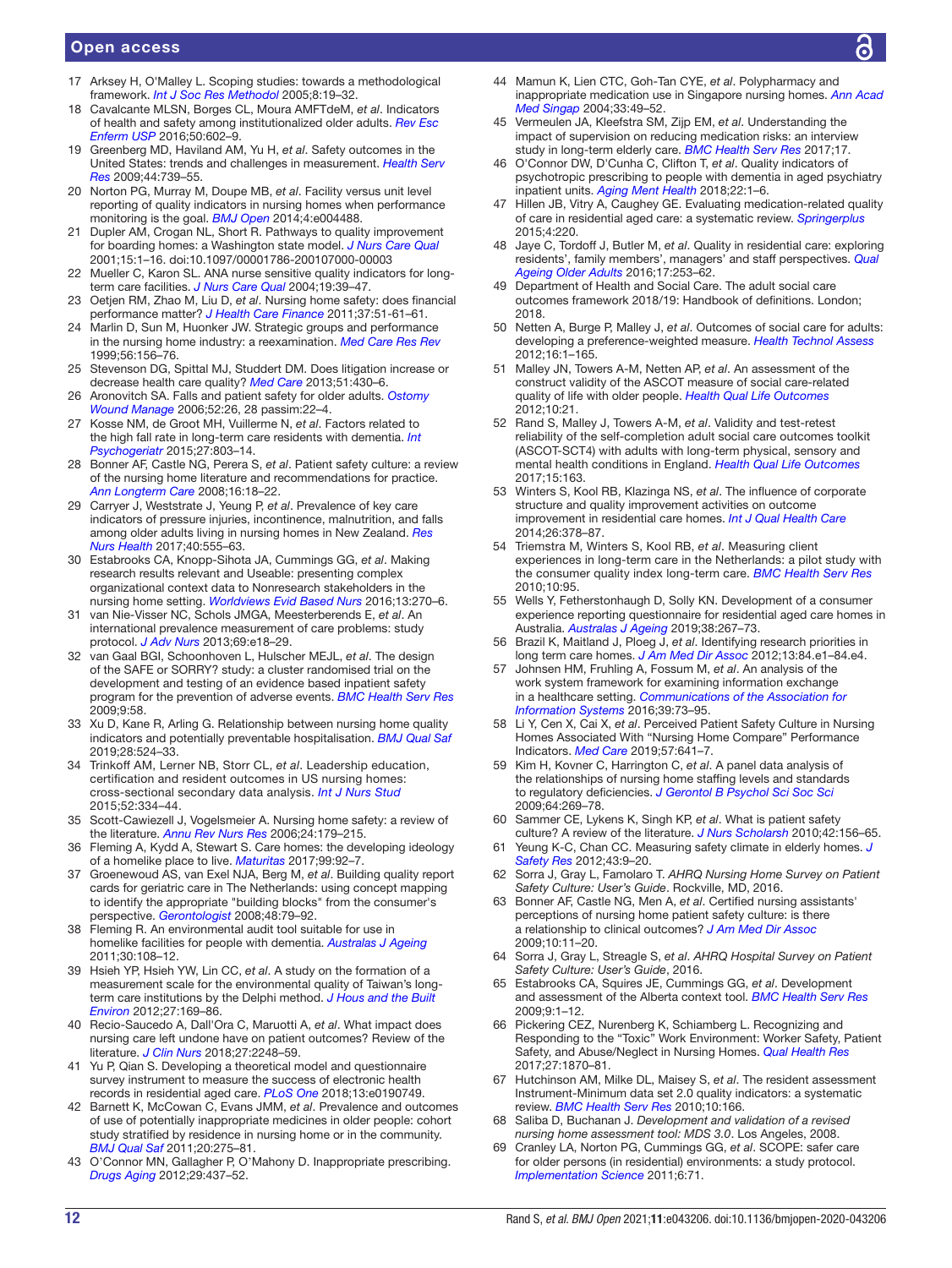17 Arksey H, O'Malley L. Scoping studies: towards a methodological framework. *Int J Soc Res Methodol* 2005;8:19–32.
18 Cavalcante MLSN, Borges CL, Moura AMFTdeM, *et al*. Indicators of health and safety among institutionalized older adults. *Rev Esc Enferm USP* 2016;50:602–9.
19 Greenberg MD, Haviland AM, Yu H, *et al*. Safety outcomes in the United States: trends and challenges in measurement. *Health Serv Res* 2009;44:739–55.
20 Norton PG, Murray M, Doupe MB, *et al*. Facility versus unit level reporting of quality indicators in nursing homes when performance monitoring is the goal. *BMJ Open* 2014;4:e004488.
21 Dupler AM, Crogan NL, Short R. Pathways to quality improvement for boarding homes: a Washington state model. *J Nurs Care Qual* 2001;15:1–16. doi:10.1097/00001786-200107000-00003
22 Mueller C, Karon SL. ANA nurse sensitive quality indicators for long-term care facilities. *J Nurs Care Qual* 2004;19:39–47.
23 Oetjen RM, Zhao M, Liu D, *et al*. Nursing home safety: does financial performance matter? *J Health Care Finance* 2011;37:51-61–61.
24 Marlin D, Sun M, Huonker JW. Strategic groups and performance in the nursing home industry: a reexamination. *Med Care Res Rev* 1999;56:156–76.
25 Stevenson DG, Spittal MJ, Studdert DM. Does litigation increase or decrease health care quality? *Med Care* 2013;51:430–6.
26 Aronovitch SA. Falls and patient safety for older adults. *Ostomy Wound Manage* 2006;52:26, 28 passim:22–4.
27 Kosse NM, de Groot MH, Vuillerme N, *et al*. Factors related to the high fall rate in long-term care residents with dementia. *Int Psychogeriatr* 2015;27:803–14.
28 Bonner AF, Castle NG, Perera S, *et al*. Patient safety culture: a review of the nursing home literature and recommendations for practice. *Ann Longterm Care* 2008;16:18–22.
29 Carryer J, Weststrate J, Yeung P, *et al*. Prevalence of key care indicators of pressure injuries, incontinence, malnutrition, and falls among older adults living in nursing homes in New Zealand. *Res Nurs Health* 2017;40:555–63.
30 Estabrooks CA, Knopp-Sihota JA, Cummings GG, *et al*. Making research results relevant and Useable: presenting complex organizational context data to Nonresearch stakeholders in the nursing home setting. *Worldviews Evid Based Nurs* 2016;13:270–6.
31 van Nie-Visser NC, Schols JMGA, Meesterberends E, *et al*. An international prevalence measurement of care problems: study protocol. *J Adv Nurs* 2013;69:e18–29.
32 van Gaal BGI, Schoonhoven L, Hulscher MEJL, *et al*. The design of the SAFE or SORRY? study: a cluster randomised trial on the development and testing of an evidence based inpatient safety program for the prevention of adverse events. *BMC Health Serv Res* 2009;9:58.
33 Xu D, Kane R, Arling G. Relationship between nursing home quality indicators and potentially preventable hospitalisation. *BMJ Qual Saf* 2019;28:524–33.
34 Trinkoff AM, Lerner NB, Storr CL, *et al*. Leadership education, certification and resident outcomes in US nursing homes: cross-sectional secondary data analysis. *Int J Nurs Stud* 2015;52:334–44.
35 Scott-Cawiezell J, Vogelsmeier A. Nursing home safety: a review of the literature. *Annu Rev Nurs Res* 2006;24:179–215.
36 Fleming A, Kydd A, Stewart S. Care homes: the developing ideology of a homelike place to live. *Maturitas* 2017;99:92–7.
37 Groenewoud AS, van Exel NJA, Berg M, *et al*. Building quality report cards for geriatric care in The Netherlands: using concept mapping to identify the appropriate "building blocks" from the consumer's perspective. *Gerontologist* 2008;48:79–92.
38 Fleming R. An environmental audit tool suitable for use in homelike facilities for people with dementia. *Australas J Ageing* 2011;30:108–12.
39 Hsieh YP, Hsieh YW, Lin CC, *et al*. A study on the formation of a measurement scale for the environmental quality of Taiwan's long-term care institutions by the Delphi method. *J Hous and the Built Environ* 2012;27:169–86.
40 Recio-Saucedo A, Dall'Ora C, Maruotti A, *et al*. What impact does nursing care left undone have on patient outcomes? Review of the literature. *J Clin Nurs* 2018;27:2248–59.
41 Yu P, Qian S. Developing a theoretical model and questionnaire survey instrument to measure the success of electronic health records in residential aged care. *PLoS One* 2018;13:e0190749.
42 Barnett K, McCowan C, Evans JMM, *et al*. Prevalence and outcomes of use of potentially inappropriate medicines in older people: cohort study stratified by residence in nursing home or in the community. *BMJ Qual Saf* 2011;20:275–81.
43 O'Connor MN, Gallagher P, O'Mahony D. Inappropriate prescribing. *Drugs Aging* 2012;29:437–52.
44 Mamun K, Lien CTC, Goh-Tan CYE, *et al*. Polypharmacy and inappropriate medication use in Singapore nursing homes. *Ann Acad Med Singap* 2004;33:49–52.
45 Vermeulen JA, Kleefstra SM, Zijp EM, *et al*. Understanding the impact of supervision on reducing medication risks: an interview study in long-term elderly care. *BMC Health Serv Res* 2017;17.
46 O'Connor DW, D'Cunha C, Clifton T, *et al*. Quality indicators of psychotropic prescribing to people with dementia in aged psychiatry inpatient units. *Aging Ment Health* 2018;22:1–6.
47 Hillen JB, Vitry A, Caughey GE. Evaluating medication-related quality of care in residential aged care: a systematic review. *Springerplus* 2015;4:220.
48 Jaye C, Tordoff J, Butler M, *et al*. Quality in residential care: exploring residents', family members', managers' and staff perspectives. *Qual Ageing Older Adults* 2016;17:253–62.
49 Department of Health and Social Care. The adult social care outcomes framework 2018/19: Handbook of definitions. London; 2018.
50 Netten A, Burge P, Malley J, *et al*. Outcomes of social care for adults: developing a preference-weighted measure. *Health Technol Assess* 2012;16:1–165.
51 Malley JN, Towers A-M, Netten AP, *et al*. An assessment of the construct validity of the ASCOT measure of social care-related quality of life with older people. *Health Qual Life Outcomes* 2012;10:21.
52 Rand S, Malley J, Towers A-M, *et al*. Validity and test-retest reliability of the self-completion adult social care outcomes toolkit (ASCOT-SCT4) with adults with long-term physical, sensory and mental health conditions in England. *Health Qual Life Outcomes* 2017;15:163.
53 Winters S, Kool RB, Klazinga NS, *et al*. The influence of corporate structure and quality improvement activities on outcome improvement in residential care homes. *Int J Qual Health Care* 2014;26:378–87.
54 Triemstra M, Winters S, Kool RB, *et al*. Measuring client experiences in long-term care in the Netherlands: a pilot study with the consumer quality index long-term care. *BMC Health Serv Res* 2010;10:95.
55 Wells Y, Fetherstonhaugh D, Solly KN. Development of a consumer experience reporting questionnaire for residential aged care homes in Australia. *Australas J Ageing* 2019;38:267–73.
56 Brazil K, Maitland J, Ploeg J, *et al*. Identifying research priorities in long term care homes. *J Am Med Dir Assoc* 2012;13:84.e1–84.e4.
57 Johnsen HM, Fruhling A, Fossum M, *et al*. An analysis of the work system framework for examining information exchange in a healthcare setting. *Communications of the Association for Information Systems* 2016;39:73–95.
58 Li Y, Cen X, Cai X, *et al*. Perceived Patient Safety Culture in Nursing Homes Associated With "Nursing Home Compare" Performance Indicators. *Med Care* 2019;57:641–7.
59 Kim H, Kovner C, Harrington C, *et al*. A panel data analysis of the relationships of nursing home staffing levels and standards to regulatory deficiencies. *J Gerontol B Psychol Sci Soc Sci* 2009;64:269–78.
60 Sammer CE, Lykens K, Singh KP, *et al*. What is patient safety culture? A review of the literature. *J Nurs Scholarsh* 2010;42:156–65.
61 Yeung K-C, Chan CC. Measuring safety climate in elderly homes. *J Safety Res* 2012;43:9–20.
62 Sorra J, Gray L, Famolaro T. *AHRQ Nursing Home Survey on Patient Safety Culture: User's Guide*. Rockville, MD, 2016.
63 Bonner AF, Castle NG, Men A, *et al*. Certified nursing assistants' perceptions of nursing home patient safety culture: is there a relationship to clinical outcomes? *J Am Med Dir Assoc* 2009;10:11–20.
64 Sorra J, Gray L, Streagle S, *et al*. *AHRQ Hospital Survey on Patient Safety Culture: User's Guide*, 2016.
65 Estabrooks CA, Squires JE, Cummings GG, *et al*. Development and assessment of the Alberta context tool. *BMC Health Serv Res* 2009;9:1–12.
66 Pickering CEZ, Nurenberg K, Schiamberg L. Recognizing and Responding to the "Toxic" Work Environment: Worker Safety, Patient Safety, and Abuse/Neglect in Nursing Homes. *Qual Health Res* 2017;27:1870–81.
67 Hutchinson AM, Milke DL, Maisey S, *et al*. The resident assessment Instrument-Minimum data set 2.0 quality indicators: a systematic review. *BMC Health Serv Res* 2010;10:166.
68 Saliba D, Buchanan J. *Development and validation of a revised nursing home assessment tool: MDS 3.0*. Los Angeles, 2008.
69 Cranley LA, Norton PG, Cummings GG, *et al*. SCOPE: safer care for older persons (in residential) environments: a study protocol. *Implementation Science* 2011;6:71.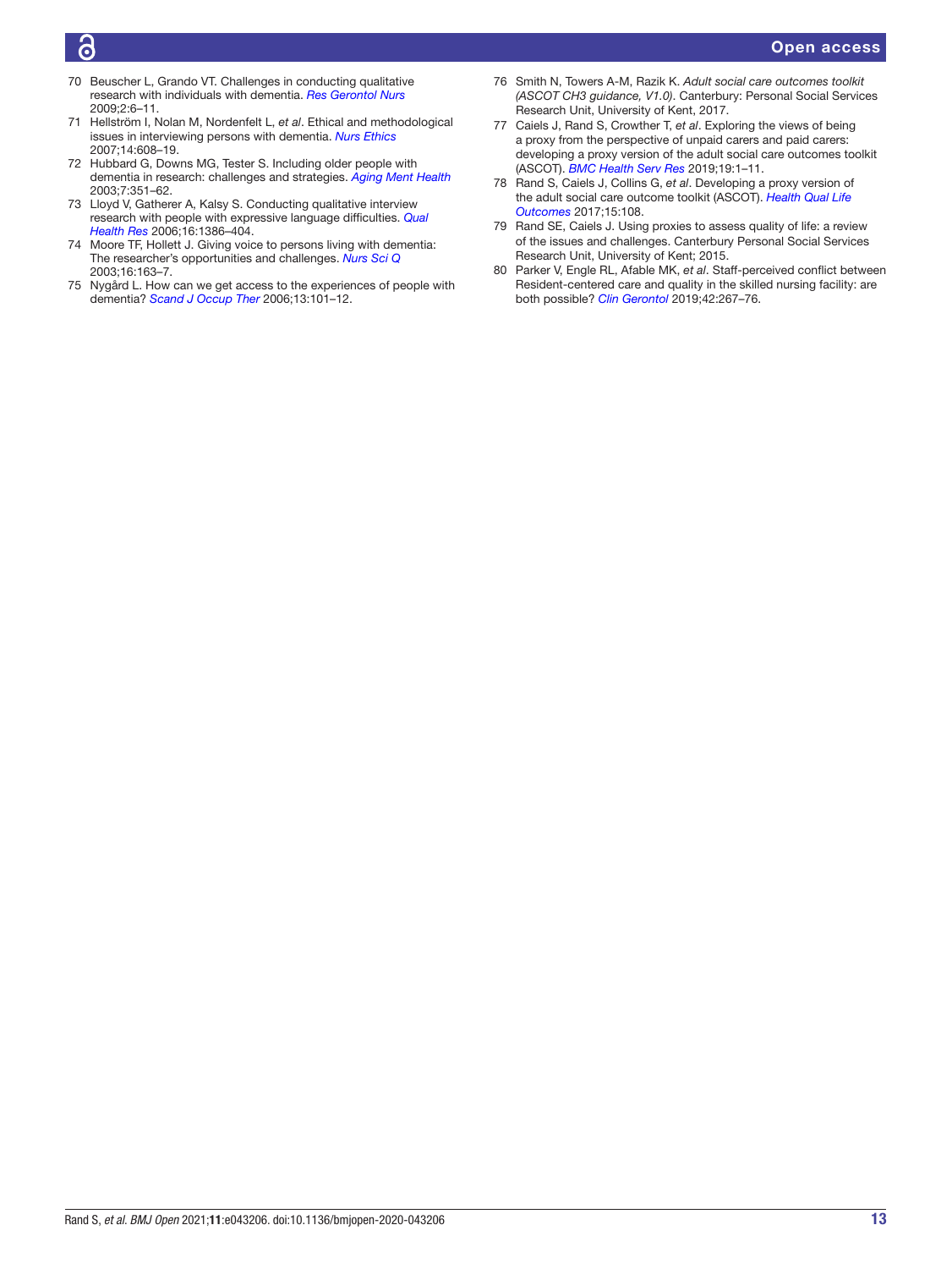70 Beuscher L, Grando VT. Challenges in conducting qualitative research with individuals with dementia. *Res Gerontol Nurs* 2009;2:6–11.

71 Hellström I, Nolan M, Nordenfelt L, *et al*. Ethical and methodological issues in interviewing persons with dementia. *Nurs Ethics* 2007;14:608–19.

72 Hubbard G, Downs MG, Tester S. Including older people with dementia in research: challenges and strategies. *Aging Ment Health* 2003;7:351–62.

73 Lloyd V, Gatherer A, Kalsy S. Conducting qualitative interview research with people with expressive language difficulties. *Qual Health Res* 2006;16:1386–404.

74 Moore TF, Hollett J. Giving voice to persons living with dementia: The researcher's opportunities and challenges. *Nurs Sci Q* 2003;16:163–7.

75 Nygård L. How can we get access to the experiences of people with dementia? *Scand J Occup Ther* 2006;13:101–12.

76 Smith N, Towers A-M, Razik K. *Adult social care outcomes toolkit (ASCOT CH3 guidance, V1.0)*. Canterbury: Personal Social Services Research Unit, University of Kent, 2017.

77 Caiels J, Rand S, Crowther T, *et al*. Exploring the views of being a proxy from the perspective of unpaid carers and paid carers: developing a proxy version of the adult social care outcomes toolkit (ASCOT). *BMC Health Serv Res* 2019;19:1–11.

78 Rand S, Caiels J, Collins G, *et al*. Developing a proxy version of the adult social care outcome toolkit (ASCOT). *Health Qual Life Outcomes* 2017;15:108.

79 Rand SE, Caiels J. Using proxies to assess quality of life: a review of the issues and challenges. Canterbury Personal Social Services Research Unit, University of Kent; 2015.

80 Parker V, Engle RL, Afable MK, *et al*. Staff-perceived conflict between Resident-centered care and quality in the skilled nursing facility: are both possible? *Clin Gerontol* 2019;42:267–76.